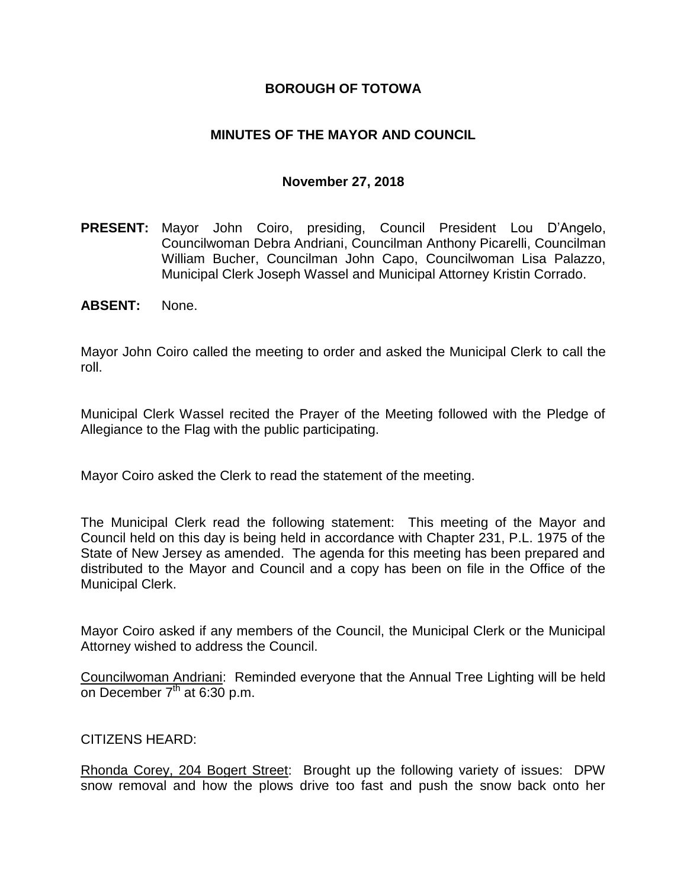# BOROUGH OF TOTOWA

## MINUTES OF THE MAYOR AND COUNCIL

### November 27, 2018

**PRESENT:** Mayor John Coiro, presiding, Council President Lou D'Angelo, Councilwoman Debra Andriani, Councilman Anthony Picarelli, Councilman William Bucher, Councilman John Capo, Councilwoman Lisa Palazzo, Municipal Clerk Joseph Wassel and Municipal Attorney Kristin Corrado.

**ABSENT:** None.

Mayor John Coiro called the meeting to order and asked the Municipal Clerk to call the roll.

Municipal Clerk Wassel recited the Prayer of the Meeting followed with the Pledge of Allegiance to the Flag with the public participating.

Mayor Coiro asked the Clerk to read the statement of the meeting.

The Municipal Clerk read the following statement: This meeting of the Mayor and Council held on this day is being held in accordance with Chapter 231, P.L. 1975 of the State of New Jersey as amended. The agenda for this meeting has been prepared and distributed to the Mayor and Council and a copy has been on file in the Office of the Municipal Clerk.

Mayor Coiro asked if any members of the Council, the Municipal Clerk or the Municipal Attorney wished to address the Council.

Councilwoman Andriani: Reminded everyone that the Annual Tree Lighting will be held on December 7th at 6:30 p.m.

CITIZENS HEARD:

Rhonda Corey, 204 Bogert Street: Brought up the following variety of issues: DPW snow removal and how the plows drive too fast and push the snow back onto her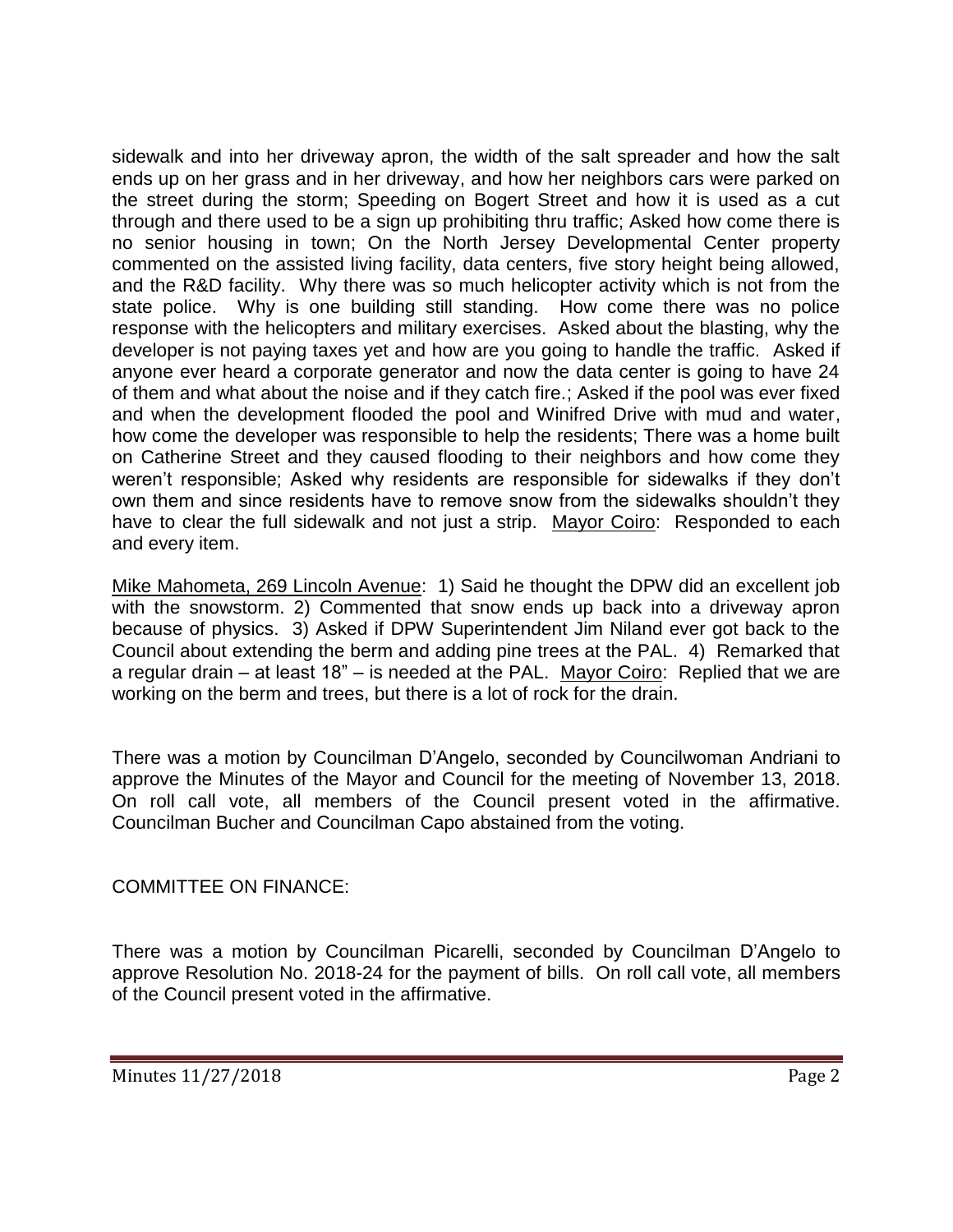sidewalk and into her driveway apron, the width of the salt spreader and how the salt ends up on her grass and in her driveway, and how her neighbors cars were parked on the street during the storm; Speeding on Bogert Street and how it is used as a cut through and there used to be a sign up prohibiting thru traffic; Asked how come there is no senior housing in town; On the North Jersey Developmental Center property commented on the assisted living facility, data centers, five story height being allowed, and the R&D facility. Why there was so much helicopter activity which is not from the state police. Why is one building still standing. How come there was no police response with the helicopters and military exercises. Asked about the blasting, why the developer is not paying taxes yet and how are you going to handle the traffic. Asked if anyone ever heard a corporate generator and now the data center is going to have 24 of them and what about the noise and if they catch fire.; Asked if the pool was ever fixed and when the development flooded the pool and Winifred Drive with mud and water, how come the developer was responsible to help the residents; There was a home built on Catherine Street and they caused flooding to their neighbors and how come they weren't responsible; Asked why residents are responsible for sidewalks if they don't own them and since residents have to remove snow from the sidewalks shouldn't they have to clear the full sidewalk and not just a strip. Mayor Coiro: Responded to each and every item.

Mike Mahometa, 269 Lincoln Avenue: 1) Said he thought the DPW did an excellent job with the snowstorm. 2) Commented that snow ends up back into a driveway apron because of physics. 3) Asked if DPW Superintendent Jim Niland ever got back to the Council about extending the berm and adding pine trees at the PAL. 4) Remarked that a regular drain – at least 18" – is needed at the PAL. Mayor Coiro: Replied that we are working on the berm and trees, but there is a lot of rock for the drain.

There was a motion by Councilman D'Angelo, seconded by Councilwoman Andriani to approve the Minutes of the Mayor and Council for the meeting of November 13, 2018. On roll call vote, all members of the Council present voted in the affirmative. Councilman Bucher and Councilman Capo abstained from the voting.

COMMITTEE ON FINANCE:

There was a motion by Councilman Picarelli, seconded by Councilman D'Angelo to approve Resolution No. 2018-24 for the payment of bills. On roll call vote, all members of the Council present voted in the affirmative.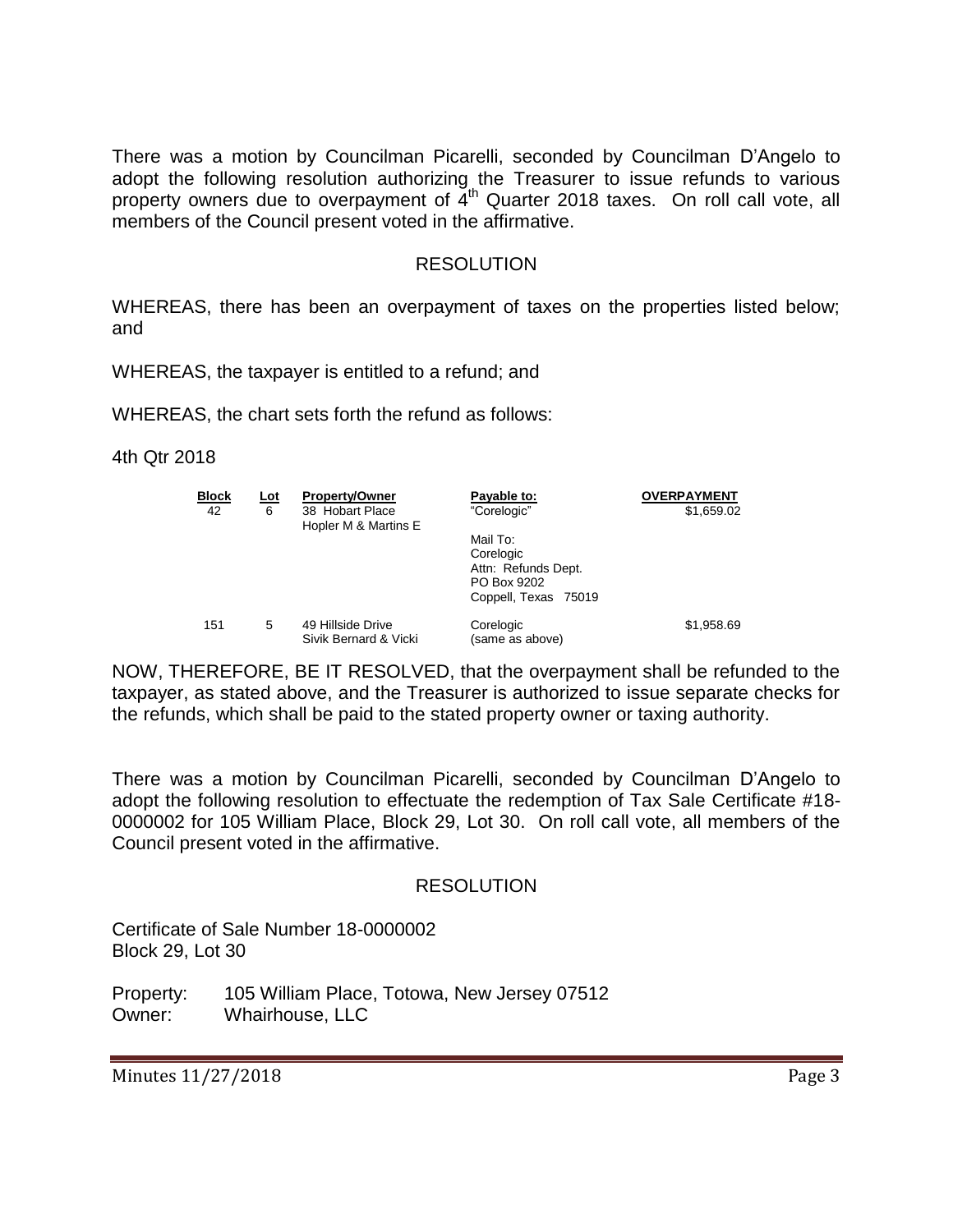There was a motion by Councilman Picarelli, seconded by Councilman D'Angelo to adopt the following resolution authorizing the Treasurer to issue refunds to various property owners due to overpayment of 4th Quarter 2018 taxes. On roll call vote, all members of the Council present voted in the affirmative.

RESOLUTION

WHEREAS, there has been an overpayment of taxes on the properties listed below; and

WHEREAS, the taxpayer is entitled to a refund; and

WHEREAS, the chart sets forth the refund as follows:

4th Qtr 2018

| Block | Lot | Property/Owner | Payable to: | OVERPAYMENT |
|---|---|---|---|---|
| 42 | 6 | 38 Hobart Place<br>Hopler M & Martins E | "Corelogic"<br><br>Mail To:<br>Corelogic<br>Attn: Refunds Dept.<br>PO Box 9202<br>Coppell, Texas 75019 | $1,659.02 |
| 151 | 5 | 49 Hillside Drive<br>Sivik Bernard & Vicki | Corelogic<br>(same as above) | $1,958.69 |

NOW, THEREFORE, BE IT RESOLVED, that the overpayment shall be refunded to the taxpayer, as stated above, and the Treasurer is authorized to issue separate checks for the refunds, which shall be paid to the stated property owner or taxing authority.

There was a motion by Councilman Picarelli, seconded by Councilman D'Angelo to adopt the following resolution to effectuate the redemption of Tax Sale Certificate #18-0000002 for 105 William Place, Block 29, Lot 30. On roll call vote, all members of the Council present voted in the affirmative.

RESOLUTION

Certificate of Sale Number 18-0000002
Block 29, Lot 30

Property: 105 William Place, Totowa, New Jersey 07512
Owner: Whairhouse, LLC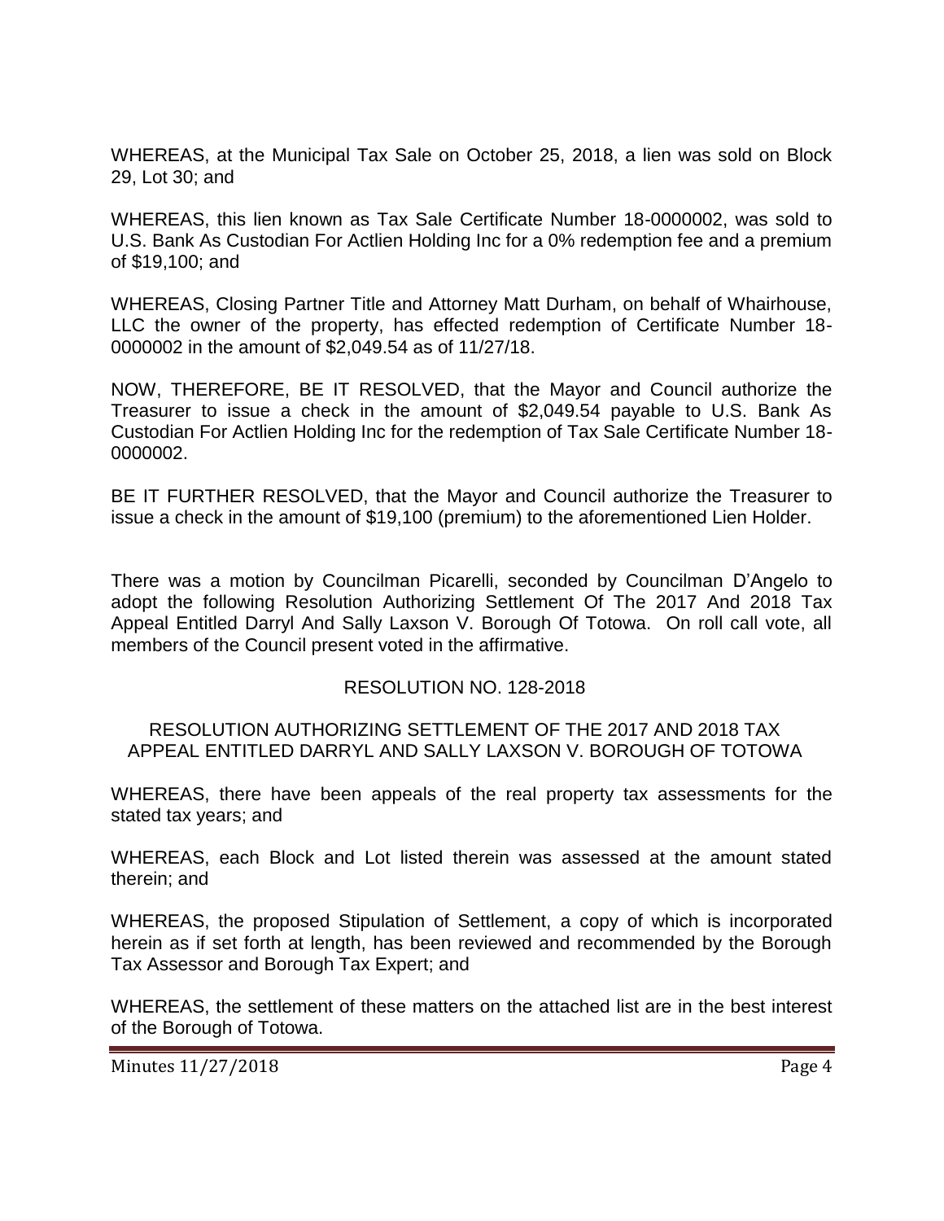WHEREAS, at the Municipal Tax Sale on October 25, 2018, a lien was sold on Block 29, Lot 30; and

WHEREAS, this lien known as Tax Sale Certificate Number 18-0000002, was sold to U.S. Bank As Custodian For Actlien Holding Inc for a 0% redemption fee and a premium of $19,100; and

WHEREAS, Closing Partner Title and Attorney Matt Durham, on behalf of Whairhouse, LLC the owner of the property, has effected redemption of Certificate Number 18-0000002 in the amount of $2,049.54 as of 11/27/18.

NOW, THEREFORE, BE IT RESOLVED, that the Mayor and Council authorize the Treasurer to issue a check in the amount of $2,049.54 payable to U.S. Bank As Custodian For Actlien Holding Inc for the redemption of Tax Sale Certificate Number 18-0000002.

BE IT FURTHER RESOLVED, that the Mayor and Council authorize the Treasurer to issue a check in the amount of $19,100 (premium) to the aforementioned Lien Holder.

There was a motion by Councilman Picarelli, seconded by Councilman D'Angelo to adopt the following Resolution Authorizing Settlement Of The 2017 And 2018 Tax Appeal Entitled Darryl And Sally Laxson V. Borough Of Totowa. On roll call vote, all members of the Council present voted in the affirmative.

RESOLUTION NO. 128-2018

RESOLUTION AUTHORIZING SETTLEMENT OF THE 2017 AND 2018 TAX APPEAL ENTITLED DARRYL AND SALLY LAXSON V. BOROUGH OF TOTOWA

WHEREAS, there have been appeals of the real property tax assessments for the stated tax years; and

WHEREAS, each Block and Lot listed therein was assessed at the amount stated therein; and

WHEREAS, the proposed Stipulation of Settlement, a copy of which is incorporated herein as if set forth at length, has been reviewed and recommended by the Borough Tax Assessor and Borough Tax Expert; and

WHEREAS, the settlement of these matters on the attached list are in the best interest of the Borough of Totowa.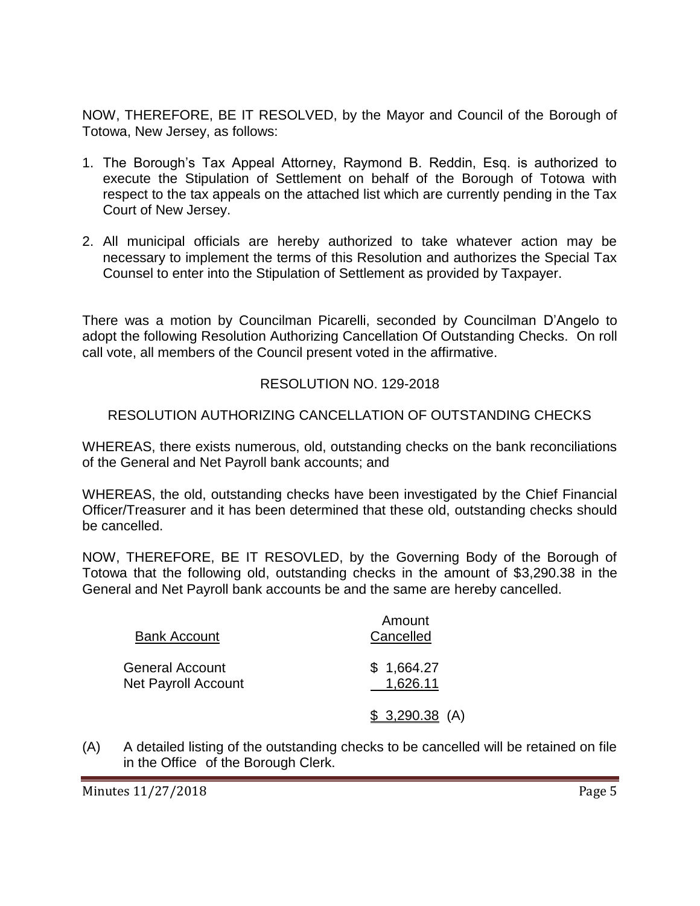NOW, THEREFORE, BE IT RESOLVED, by the Mayor and Council of the Borough of Totowa, New Jersey, as follows:

1. The Borough's Tax Appeal Attorney, Raymond B. Reddin, Esq. is authorized to execute the Stipulation of Settlement on behalf of the Borough of Totowa with respect to the tax appeals on the attached list which are currently pending in the Tax Court of New Jersey.

2. All municipal officials are hereby authorized to take whatever action may be necessary to implement the terms of this Resolution and authorizes the Special Tax Counsel to enter into the Stipulation of Settlement as provided by Taxpayer.

There was a motion by Councilman Picarelli, seconded by Councilman D'Angelo to adopt the following Resolution Authorizing Cancellation Of Outstanding Checks. On roll call vote, all members of the Council present voted in the affirmative.

RESOLUTION NO. 129-2018

RESOLUTION AUTHORIZING CANCELLATION OF OUTSTANDING CHECKS

WHEREAS, there exists numerous, old, outstanding checks on the bank reconciliations of the General and Net Payroll bank accounts; and

WHEREAS, the old, outstanding checks have been investigated by the Chief Financial Officer/Treasurer and it has been determined that these old, outstanding checks should be cancelled.

NOW, THEREFORE, BE IT RESOVLED, by the Governing Body of the Borough of Totowa that the following old, outstanding checks in the amount of $3,290.38 in the General and Net Payroll bank accounts be and the same are hereby cancelled.

| Bank Account | Amount Cancelled |
|---|---|
| General Account | $ 1,664.27 |
| Net Payroll Account | 1,626.11 |
| | $ 3,290.38 (A) |

(A) A detailed listing of the outstanding checks to be cancelled will be retained on file in the Office of the Borough Clerk.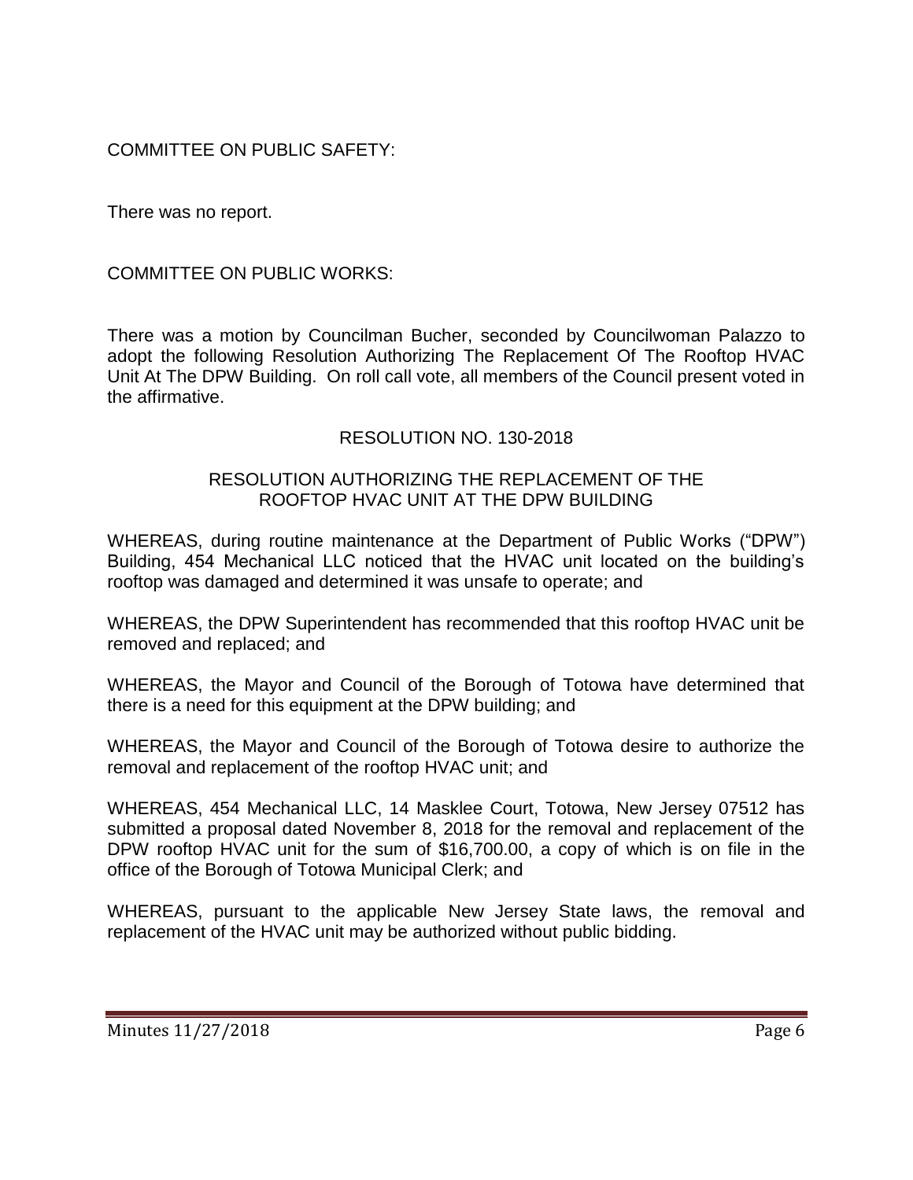COMMITTEE ON PUBLIC SAFETY:

There was no report.

COMMITTEE ON PUBLIC WORKS:

There was a motion by Councilman Bucher, seconded by Councilwoman Palazzo to adopt the following Resolution Authorizing The Replacement Of The Rooftop HVAC Unit At The DPW Building. On roll call vote, all members of the Council present voted in the affirmative.

RESOLUTION NO. 130-2018

RESOLUTION AUTHORIZING THE REPLACEMENT OF THE ROOFTOP HVAC UNIT AT THE DPW BUILDING

WHEREAS, during routine maintenance at the Department of Public Works ("DPW") Building, 454 Mechanical LLC noticed that the HVAC unit located on the building's rooftop was damaged and determined it was unsafe to operate; and

WHEREAS, the DPW Superintendent has recommended that this rooftop HVAC unit be removed and replaced; and

WHEREAS, the Mayor and Council of the Borough of Totowa have determined that there is a need for this equipment at the DPW building; and

WHEREAS, the Mayor and Council of the Borough of Totowa desire to authorize the removal and replacement of the rooftop HVAC unit; and

WHEREAS, 454 Mechanical LLC, 14 Masklee Court, Totowa, New Jersey 07512 has submitted a proposal dated November 8, 2018 for the removal and replacement of the DPW rooftop HVAC unit for the sum of $16,700.00, a copy of which is on file in the office of the Borough of Totowa Municipal Clerk; and

WHEREAS, pursuant to the applicable New Jersey State laws, the removal and replacement of the HVAC unit may be authorized without public bidding.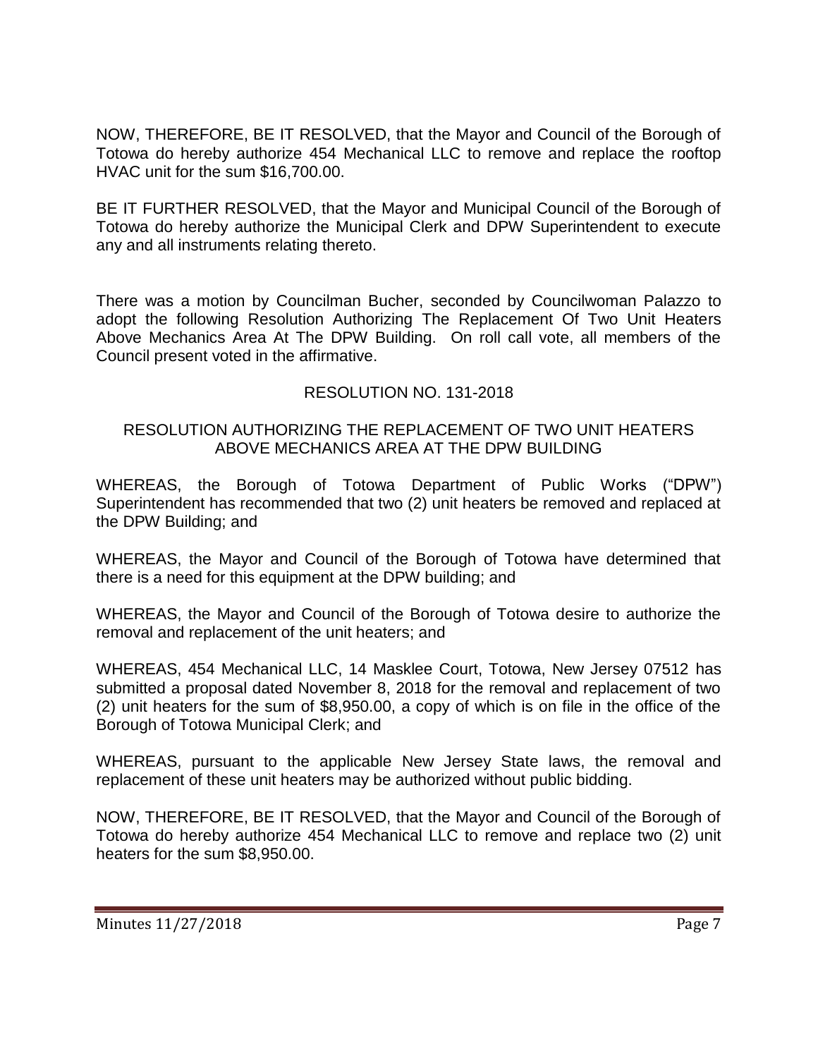NOW, THEREFORE, BE IT RESOLVED, that the Mayor and Council of the Borough of Totowa do hereby authorize 454 Mechanical LLC to remove and replace the rooftop HVAC unit for the sum $16,700.00.

BE IT FURTHER RESOLVED, that the Mayor and Municipal Council of the Borough of Totowa do hereby authorize the Municipal Clerk and DPW Superintendent to execute any and all instruments relating thereto.

There was a motion by Councilman Bucher, seconded by Councilwoman Palazzo to adopt the following Resolution Authorizing The Replacement Of Two Unit Heaters Above Mechanics Area At The DPW Building. On roll call vote, all members of the Council present voted in the affirmative.

RESOLUTION NO. 131-2018

RESOLUTION AUTHORIZING THE REPLACEMENT OF TWO UNIT HEATERS ABOVE MECHANICS AREA AT THE DPW BUILDING

WHEREAS, the Borough of Totowa Department of Public Works ("DPW") Superintendent has recommended that two (2) unit heaters be removed and replaced at the DPW Building; and

WHEREAS, the Mayor and Council of the Borough of Totowa have determined that there is a need for this equipment at the DPW building; and

WHEREAS, the Mayor and Council of the Borough of Totowa desire to authorize the removal and replacement of the unit heaters; and

WHEREAS, 454 Mechanical LLC, 14 Masklee Court, Totowa, New Jersey 07512 has submitted a proposal dated November 8, 2018 for the removal and replacement of two (2) unit heaters for the sum of $8,950.00, a copy of which is on file in the office of the Borough of Totowa Municipal Clerk; and

WHEREAS, pursuant to the applicable New Jersey State laws, the removal and replacement of these unit heaters may be authorized without public bidding.

NOW, THEREFORE, BE IT RESOLVED, that the Mayor and Council of the Borough of Totowa do hereby authorize 454 Mechanical LLC to remove and replace two (2) unit heaters for the sum $8,950.00.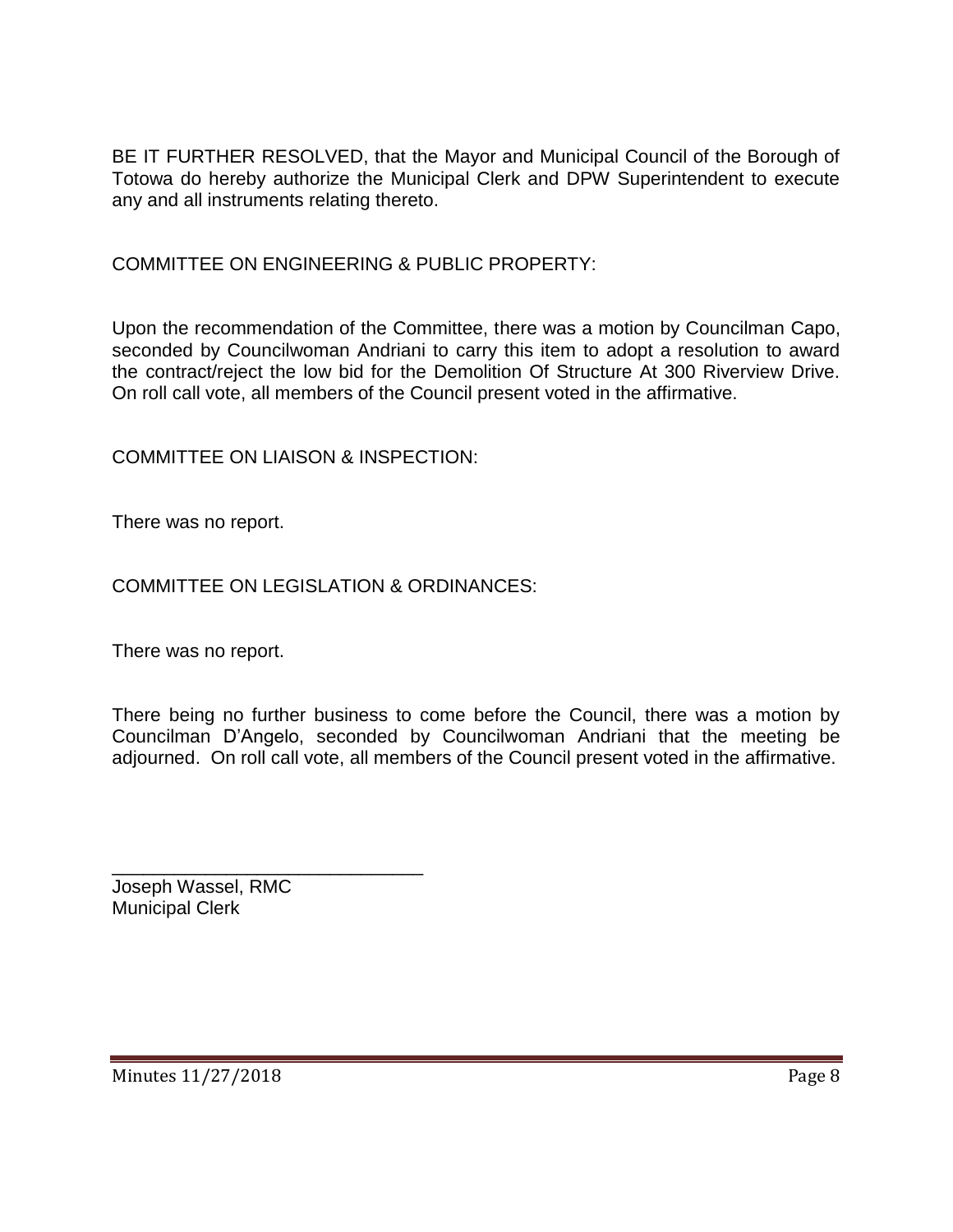BE IT FURTHER RESOLVED, that the Mayor and Municipal Council of the Borough of Totowa do hereby authorize the Municipal Clerk and DPW Superintendent to execute any and all instruments relating thereto.

COMMITTEE ON ENGINEERING & PUBLIC PROPERTY:

Upon the recommendation of the Committee, there was a motion by Councilman Capo, seconded by Councilwoman Andriani to carry this item to adopt a resolution to award the contract/reject the low bid for the Demolition Of Structure At 300 Riverview Drive. On roll call vote, all members of the Council present voted in the affirmative.

COMMITTEE ON LIAISON & INSPECTION:

There was no report.

COMMITTEE ON LEGISLATION & ORDINANCES:

There was no report.

There being no further business to come before the Council, there was a motion by Councilman D'Angelo, seconded by Councilwoman Andriani that the meeting be adjourned. On roll call vote, all members of the Council present voted in the affirmative.

\_\_\_\_\_\_\_\_\_\_\_\_\_\_\_\_\_\_\_\_\_\_\_\_\_\_\_\_\_\_\_

Joseph Wassel, RMC
Municipal Clerk